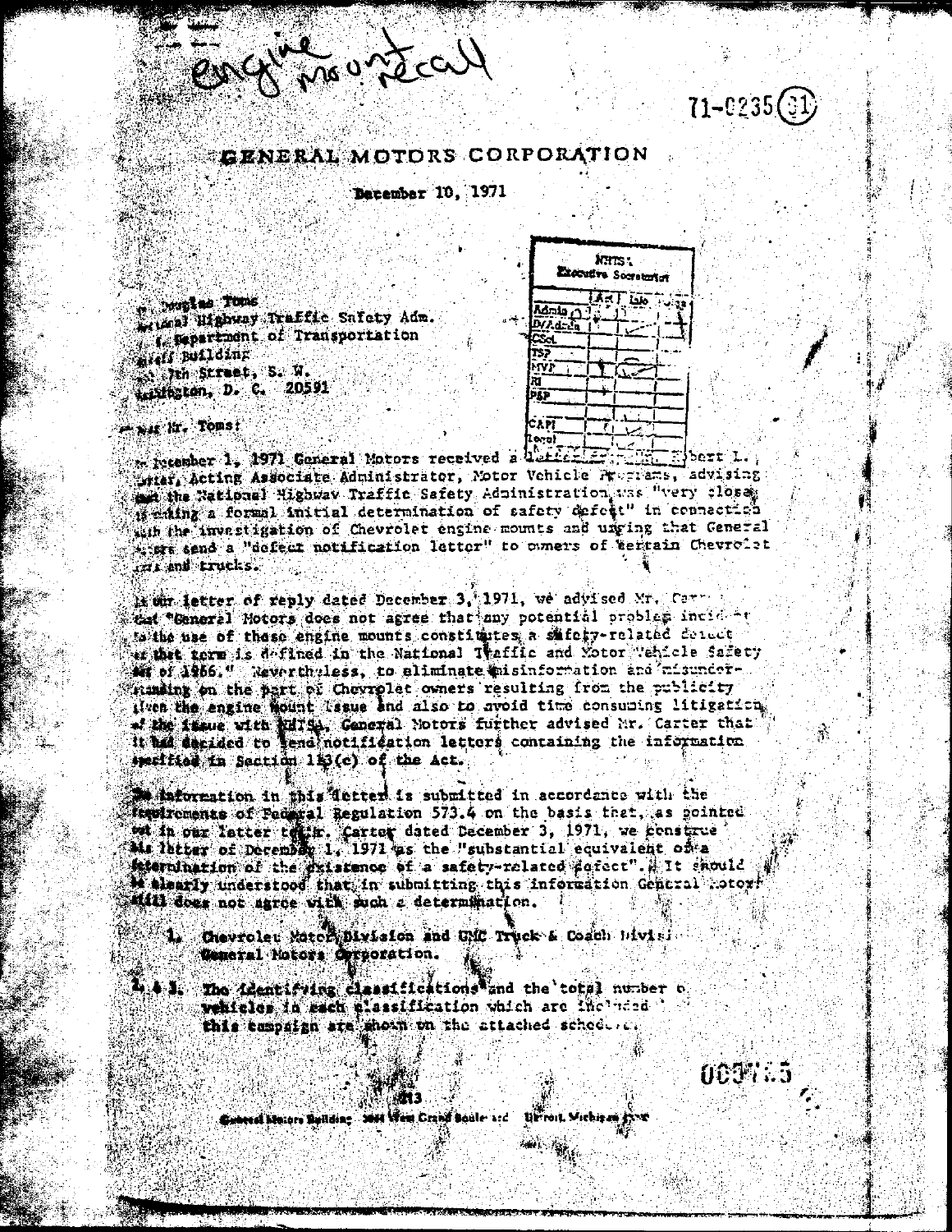engine mount recall

71-0235 (31)

# GENERAL MOTORS CORPORATION

December 10, 1971

| NHTSA Executive Secretariat | Act | Info | |
|---|---|---|---|
| Admin | | | |
| D/Admin | | | |
| CSci | | | |
| TSP | | | |
| MVP | | | |
| RI | | | |
| P&P | | | |
| CAPI | | | |
| Legal | | | |

Mr. Douglas Toms
National Highway Traffic Safety Adm.
U.S. Department of Transportation
Nassif Building
400 7th Street, S. W.
Washington, D. C. 20591

Dear Mr. Toms:

On December 1, 1971 General Motors received a letter from Mr. Robert L. Carter, Acting Associate Administrator, Motor Vehicle Programs, advising that the National Highway Traffic Safety Administration was "very close to making a formal initial determination of safety defect" in connection with the investigation of Chevrolet engine mounts and urging that General Motors send a "defect notification letter" to owners of certain Chevrolet cars and trucks.

In our letter of reply dated December 3, 1971, we advised Mr. Carter that "General Motors does not agree that any potential problem incident to the use of these engine mounts constitutes a safety-related defect as that term is defined in the National Traffic and Motor Vehicle Safety Act of 1966." Nevertheless, to eliminate misinformation and misunderstanding on the part of Chevrolet owners resulting from the publicity given the engine mount issue and also to avoid time consuming litigation of the issue with NHTSA, General Motors further advised Mr. Carter that it had decided to send notification letters containing the information specified in Section 113(c) of the Act.

The information in this letter is submitted in accordance with the requirements of Federal Regulation 573.4 on the basis that, as pointed out in our letter to Mr. Carter dated December 3, 1971, we construe his letter of December 1, 1971 as the "substantial equivalent of a determination of the existence of a safety-related defect". It should be clearly understood that in submitting this information General Motors still does not agree with such a determination.

1. Chevrolet Motor Division and GMC Truck & Coach Division, General Motors Corporation.

2. & 3. The identifying classifications and the total number of vehicles in each classification which are included in this campaign are shown on the attached schedule.

000765

General Motors Building 3044 West Grand Boulevard Detroit, Michigan 48202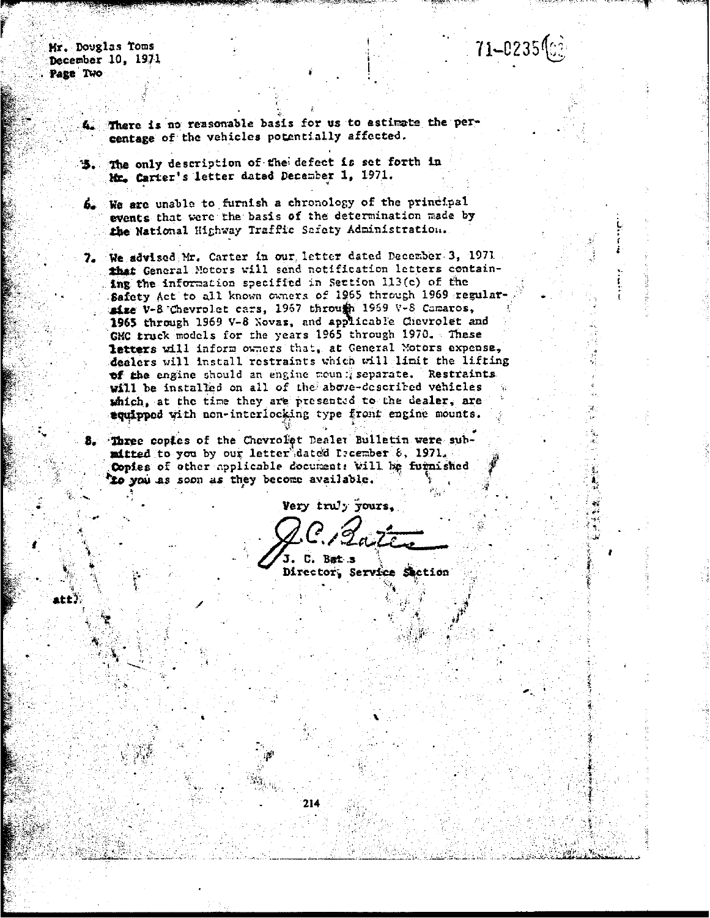Mr. Douglas Toms
December 10, 1971
Page Two

71-0235(02)

4. There is no reasonable basis for us to estimate the percentage of the vehicles potentially affected.

5. The only description of the defect is set forth in Mr. Carter's letter dated December 1, 1971.

6. We are unable to furnish a chronology of the principal events that were the basis of the determination made by the National Highway Traffic Safety Administration.

7. We advised Mr. Carter in our letter dated December 3, 1971 that General Motors will send notification letters containing the information specified in Section 113(c) of the Safety Act to all known owners of 1965 through 1969 regular-size V-8 Chevrolet cars, 1967 through 1969 V-8 Camaros, 1965 through 1969 V-8 Novas, and applicable Chevrolet and GMC truck models for the years 1965 through 1970. These letters will inform owners that, at General Motors expense, dealers will install restraints which will limit the lifting of the engine should an engine mount separate. Restraints will be installed on all of the above-described vehicles which, at the time they are presented to the dealer, are equipped with non-interlocking type front engine mounts.

8. Three copies of the Chevrolet Dealer Bulletin were submitted to you by our letter dated December 8, 1971. Copies of other applicable documents will be furnished to you as soon as they become available.

Very truly yours,

J. C. Bates
Director, Service Section

att.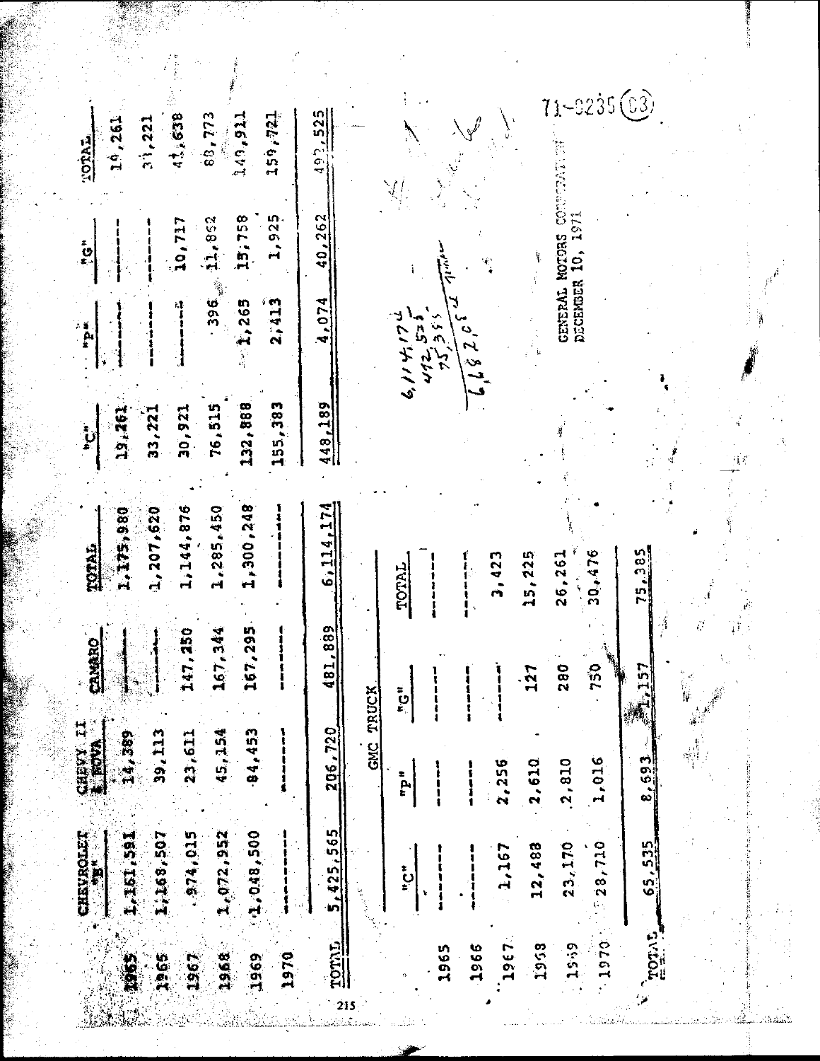| | CHEVROLET "B" | CHEVY II & NOVA | CAMARO | TOTAL | "C" | "P" | "G" | TOTAL |
|---|---|---|---|---|---|---|---|---|
| 1965 | 1,161,591 | 14,389 | ------- | 1,175,980 | 19,261 | ------- | ------- | 19,261 |
| 1966 | 1,168,507 | 39,113 | ------- | 1,207,620 | 33,221 | ------- | ------- | 33,221 |
| 1967 | 974,015 | 23,611 | 147,250 | 1,144,876 | 30,921 | ------- | 10,717 | 41,638 |
| 1968 | 1,072,952 | 45,154 | 167,344 | 1,285,450 | 76,515 | 396 | 11,862 | 88,773 |
| 1969 | 1,048,500 | 84,453 | 167,295 | 1,300,248 | 132,888 | 1,265 | 15,758 | 149,911 |
| 1970 | ------- | ------- | ------- | ------- | 155,383 | 2,413 | 1,925 | 159,721 |
| TOTAL | 5,425,565 | 206,720 | 481,889 | 6,114,174 | 448,189 | 4,074 | 40,262 | 492,525 |

6,114,174
492,525
75,385
6,682,084

GMC TRUCK

| | "C" | "P" | "G" | TOTAL |
|---|---|---|---|---|
| 1965 | ------- | ------- | ------- | ------- |
| 1966 | ------- | ------- | ------- | ------- |
| 1967 | 1,167 | 2,256 | ------- | 3,423 |
| 1968 | 12,488 | 2,610 | 127 | 15,225 |
| 1969 | 23,170 | 2,810 | 280 | 26,261 |
| 1970 | 28,710 | 1,016 | 750 | 30,476 |
| TOTAL | 65,535 | 8,693 | 1,157 | 75,385 |

GENERAL MOTORS CORPORATION
DECEMBER 10, 1971

71-0235 (03)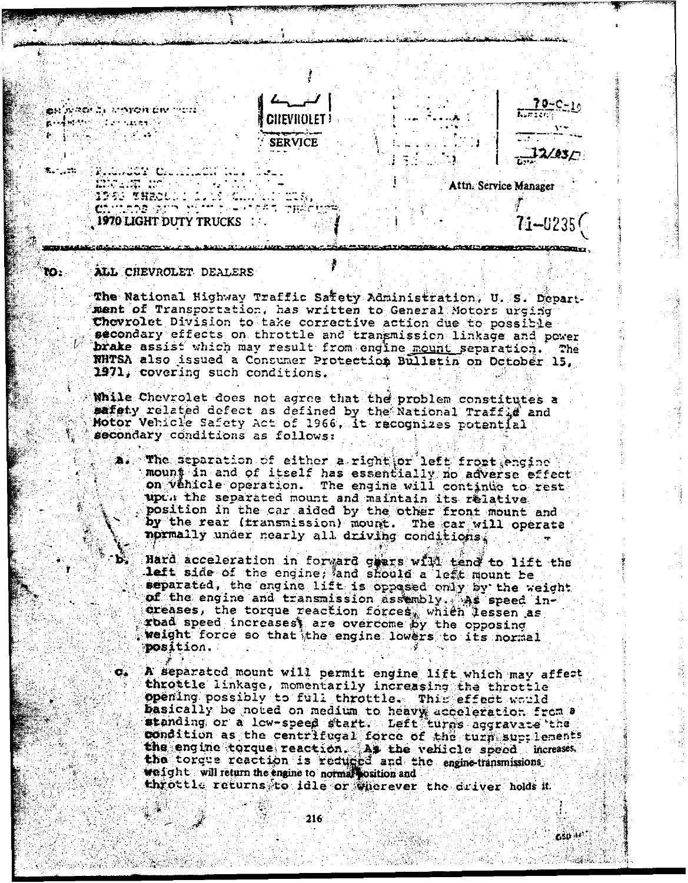CHEVROLET SERVICE

70-C-10

12/03/

Attn. Service Manager

1970 LIGHT DUTY TRUCKS

71-0235

TO: ALL CHEVROLET DEALERS

The National Highway Traffic Safety Administration, U. S. Department of Transportation, has written to General Motors urging Chevrolet Division to take corrective action due to possible secondary effects on throttle and transmission linkage and power brake assist which may result from engine mount separation. The NHTSA also issued a Consumer Protection Bulletin on October 15, 1971, covering such conditions.

While Chevrolet does not agree that the problem constitutes a safety related defect as defined by the National Traffic and Motor Vehicle Safety Act of 1966, it recognizes potential secondary conditions as follows:

a. The separation of either a right or left front engine mount in and of itself has essentially no adverse effect on vehicle operation. The engine will continue to rest upon the separated mount and maintain its relative position in the car aided by the other front mount and by the rear (transmission) mount. The car will operate normally under nearly all driving conditions.

b. Hard acceleration in forward gears will tend to lift the left side of the engine; and should a left mount be separated, the engine lift is opposed only by the weight of the engine and transmission assembly. As speed increases, the torque reaction forces, which lessen as road speed increases, are overcome by the opposing weight force so that the engine lowers to its normal position.

c. A separated mount will permit engine lift which may affect throttle linkage, momentarily increasing the throttle opening possibly to full throttle. This effect would basically be noted on medium to heavy acceleration from a standing or a low-speed start. Left turns aggravate the condition as the centrifugal force of the turn supplements the engine torque reaction. As the vehicle speed increases, the torque reaction is reduced and the engine-transmissions weight will return the engine to normal position and throttle returns to idle or wherever the driver holds it.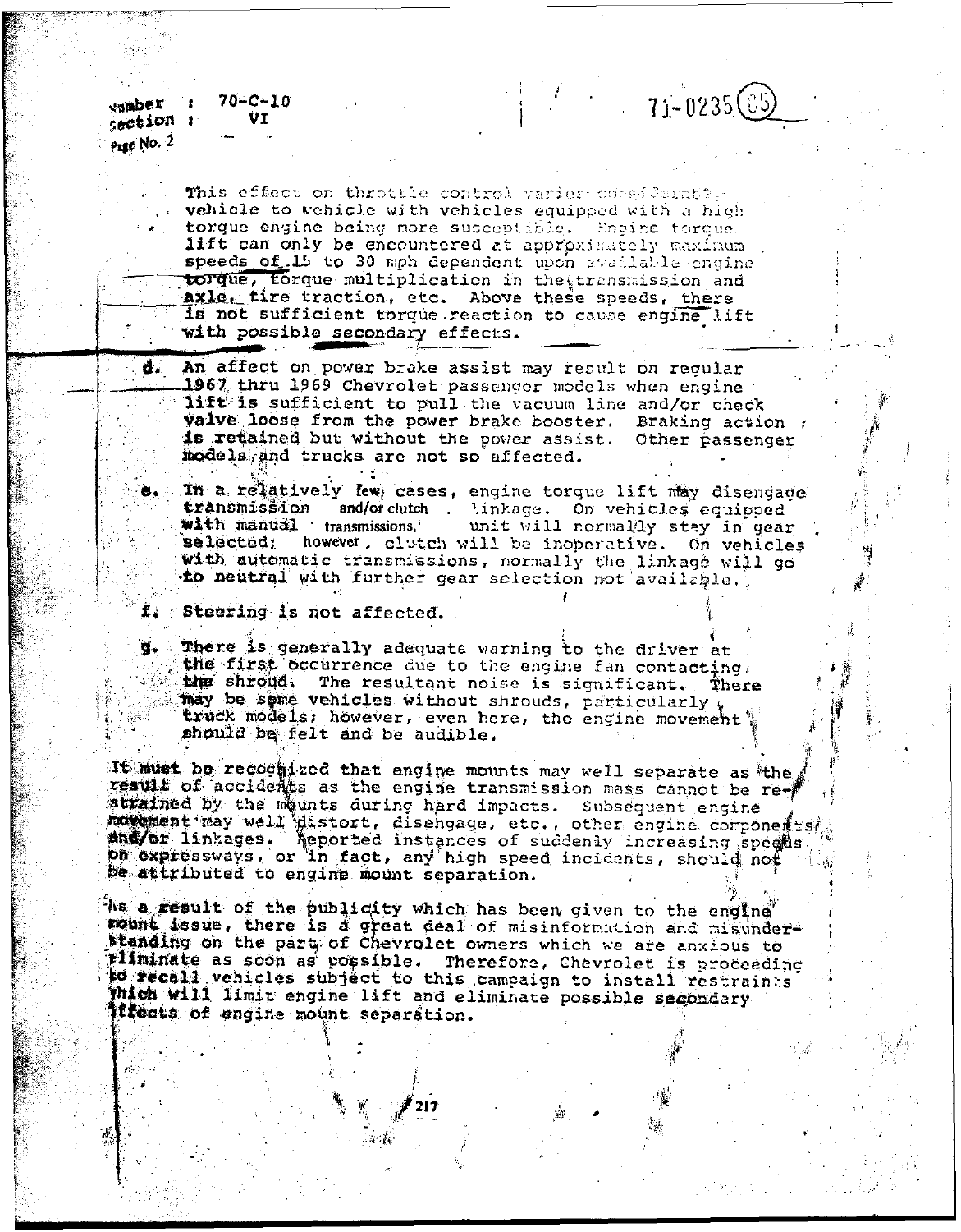Number : 70-C-10
Section : VI
Page No. 2

71-0235 (85)

This effect on throttle control varies considerably vehicle to vehicle with vehicles equipped with a high torque engine being more susceptible. Engine torque lift can only be encountered at approximately maximum speeds of 15 to 30 mph dependent upon available engine torque, torque multiplication in the transmission and axle, tire traction, etc. Above these speeds, there is not sufficient torque reaction to cause engine lift with possible secondary effects.

d. An affect on power brake assist may result on regular 1967 thru 1969 Chevrolet passenger models when engine lift is sufficient to pull the vacuum line and/or check valve loose from the power brake booster. Braking action is retained but without the power assist. Other passenger models and trucks are not so affected.

e. In a relatively few cases, engine torque lift may disengage transmission and/or clutch linkage. On vehicles equipped with manual transmissions, unit will normally stay in gear selected; however, clutch will be inoperative. On vehicles with automatic transmissions, normally the linkage will go to neutral with further gear selection not available.

f. Steering is not affected.

g. There is generally adequate warning to the driver at the first occurrence due to the engine fan contacting the shroud. The resultant noise is significant. There may be some vehicles without shrouds, particularly truck models; however, even here, the engine movement should be felt and be audible.

It must be recognized that engine mounts may well separate as the result of accidents as the engine transmission mass cannot be restrained by the mounts during hard impacts. Subsequent engine movement may well distort, disengage, etc., other engine components and/or linkages. Reported instances of suddenly increasing speeds on expressways, or in fact, any high speed incidents, should not be attributed to engine mount separation.

As a result of the publicity which has been given to the engine mount issue, there is a great deal of misinformation and misunderstanding on the part of Chevrolet owners which we are anxious to eliminate as soon as possible. Therefore, Chevrolet is proceeding to recall vehicles subject to this campaign to install restraints which will limit engine lift and eliminate possible secondary effects of engine mount separation.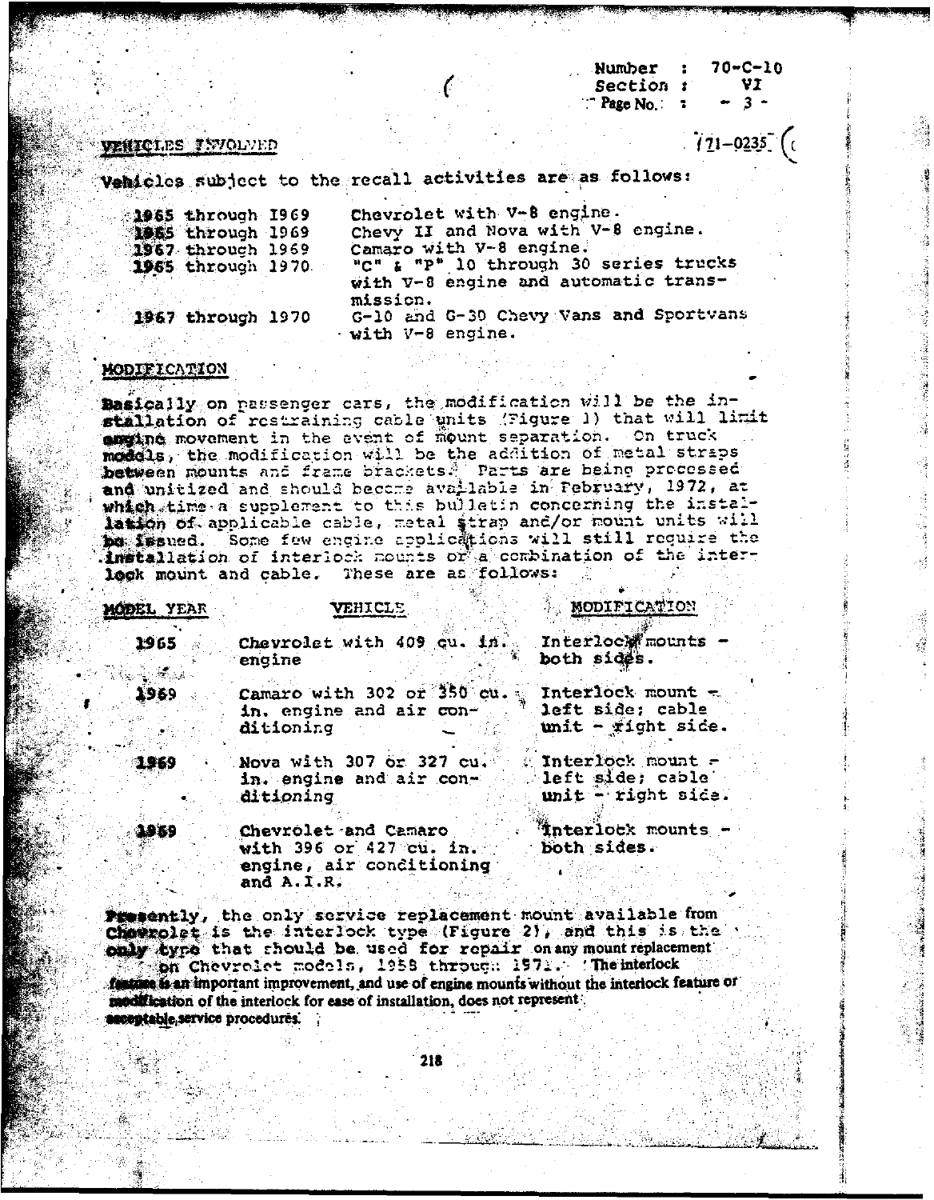Number : 70-C-10
Section : VI
Page No. : - 3 -

71-0235

## VEHICLES INVOLVED

Vehicles subject to the recall activities are as follows:

| | |
|---|---|
| 1965 through 1969 | Chevrolet with V-8 engine. |
| 1965 through 1969 | Chevy II and Nova with V-8 engine. |
| 1967 through 1969 | Camaro with V-8 engine. |
| 1965 through 1970 | "C" & "P" 10 through 30 series trucks with V-8 engine and automatic transmission. |
| 1967 through 1970 | G-10 and G-30 Chevy Vans and Sportvans with V-8 engine. |

## MODIFICATION

Basically on passenger cars, the modification will be the installation of restraining cable units (Figure 1) that will limit engine movement in the event of mount separation. On truck models, the modification will be the addition of metal straps between mounts and frame brackets. Parts are being processed and unitized and should become available in February, 1972, at which time a supplement to this bulletin concerning the installation of applicable cable, metal strap and/or mount units will be issued. Some few engine applications will still require the installation of interlock mounts or a combination of the interlock mount and cable. These are as follows:

| MODEL YEAR | VEHICLE | MODIFICATION |
|---|---|---|
| 1965 | Chevrolet with 409 cu. in. engine | Interlock mounts - both sides. |
| 1969 | Camaro with 302 or 350 cu. in. engine and air conditioning | Interlock mount - left side; cable unit - right side. |
| 1969 | Nova with 307 or 327 cu. in. engine and air conditioning | Interlock mount - left side; cable unit - right side. |
| 1969 | Chevrolet and Camaro with 396 or 427 cu. in. engine, air conditioning and A.I.R. | Interlock mounts - both sides. |

Presently, the only service replacement mount available from Chevrolet is the interlock type (Figure 2), and this is the only type that should be used for repair on any mount replacement on Chevrolet models, 1958 through 1971. The interlock feature is an important improvement, and use of engine mounts without the interlock feature or modification of the interlock for ease of installation, does not represent acceptable service procedures.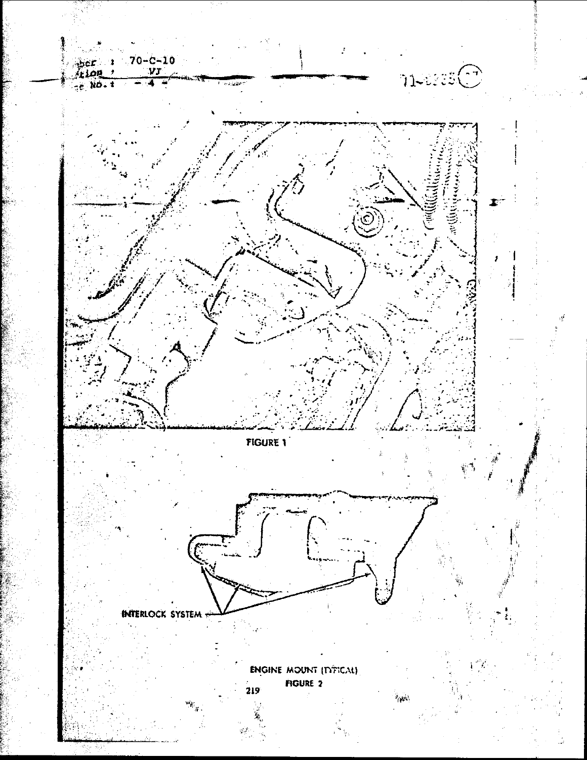FIGURE 1

INTERLOCK SYSTEM

ENGINE MOUNT (TYPICAL)

FIGURE 2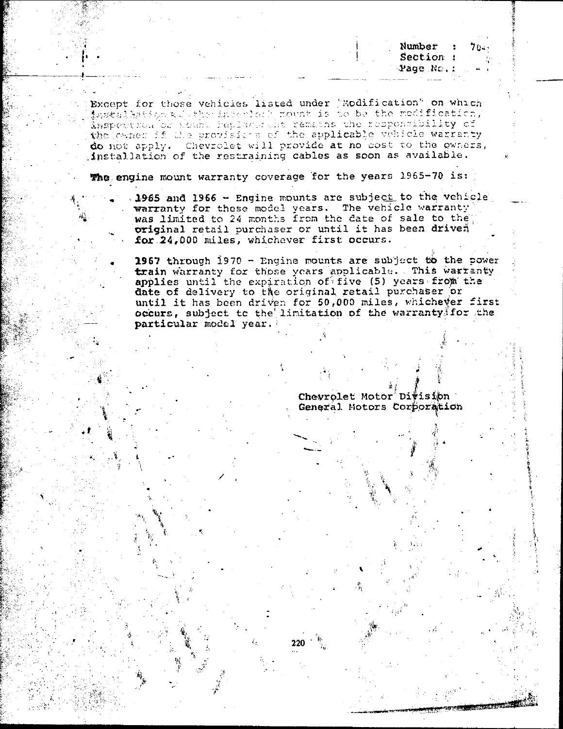Except for those vehicles listed under "Modification" on which installation of the interlock mount is to be the modification, inspection or mount replacement remains the responsibility of the owner if the provisions of the applicable vehicle warranty do not apply. Chevrolet will provide at no cost to the owners, installation of the restraining cables as soon as available.

The engine mount warranty coverage for the years 1965-70 is:

- 1965 and 1966 - Engine mounts are subject to the vehicle warranty for these model years. The vehicle warranty was limited to 24 months from the date of sale to the original retail purchaser or until it has been driven for 24,000 miles, whichever first occurs.

- 1967 through 1970 - Engine mounts are subject to the power train warranty for those years applicable. This warranty applies until the expiration of five (5) years from the date of delivery to the original retail purchaser or until it has been driven for 50,000 miles, whichever first occurs, subject to the limitation of the warranty for the particular model year.

Chevrolet Motor Division
General Motors Corporation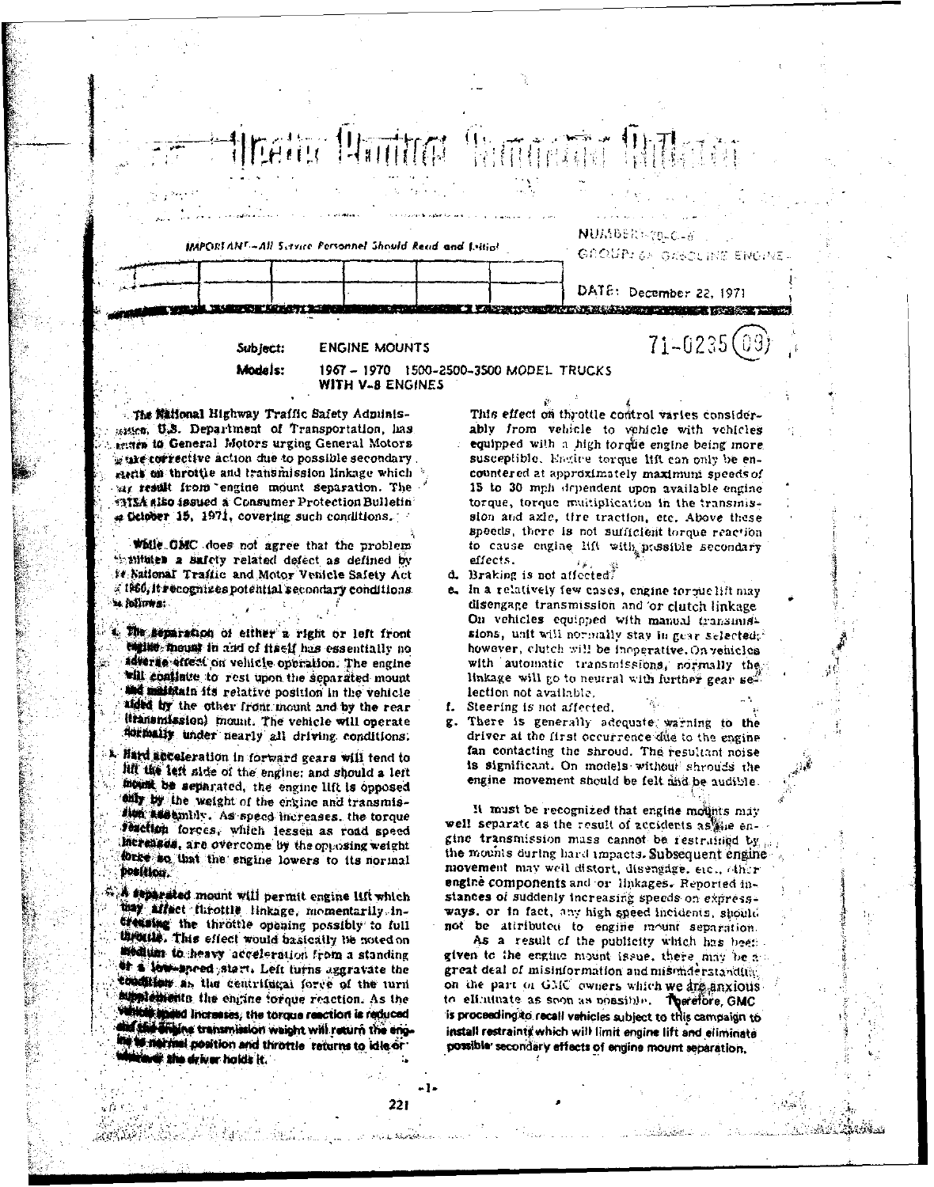# Dealer Product Campaign Bulletin

IMPORTANT—All Service Personnel Should Read and Initial

| | | | | | |
|---|---|---|---|---|---|
| | | | | | |

NUMBER: 72-C-8

GROUP: 6A GASOLINE ENGINE

DATE: December 22, 1971

71-0235 (09)

**Subject:** ENGINE MOUNTS

**Models:** 1967 – 1970 1500-2500-3500 MODEL TRUCKS WITH V-8 ENGINES

The National Highway Traffic Safety Administration, U.S. Department of Transportation, has written to General Motors urging General Motors to take corrective action due to possible secondary effects on throttle and transmission linkage which may result from engine mount separation. The NHTSA also issued a Consumer Protection Bulletin on October 15, 1971, covering such conditions.

While GMC does not agree that the problem constitutes a safety related defect as defined by the National Traffic and Motor Vehicle Safety Act of 1966, it recognizes potential secondary conditions as follows:

a. The separation of either a right or left front engine mount in and of itself has essentially no adverse effect on vehicle operation. The engine will continue to rest upon the separated mount and maintain its relative position in the vehicle aided by the other front mount and by the rear (transmission) mount. The vehicle will operate normally under nearly all driving conditions.

b. Hard acceleration in forward gears will tend to lift the left side of the engine; and should a left mount be separated, the engine lift is opposed only by the weight of the engine and transmission assembly. As speed increases, the torque reaction forces, which lessen as road speed increases, are overcome by the opposing weight force so that the engine lowers to its normal position.

c. A separated mount will permit engine lift which may affect throttle linkage, momentarily increasing the throttle opening possibly to full throttle. This effect would basically be noted on medium to heavy acceleration from a standing or a low-speed start. Left turns aggravate the condition as the centrifugal force of the turn supplements the engine torque reaction. As the vehicle speed increases, the torque reaction is reduced and the engine transmission weight will return the engine to normal position and throttle returns to idle or wherever the driver holds it.

This effect on throttle control varies considerably from vehicle to vehicle with vehicles equipped with a high torque engine being more susceptible. Engine torque lift can only be encountered at approximately maximum speeds of 15 to 30 mph dependent upon available engine torque, torque multiplication in the transmission and axle, tire traction, etc. Above these speeds, there is not sufficient torque reaction to cause engine lift with possible secondary effects.

d. Braking is not affected.

e. In a relatively few cases, engine torque lift may disengage transmission and/or clutch linkage. On vehicles equipped with manual transmissions, unit will normally stay in gear selected; however, clutch will be inoperative. On vehicles with automatic transmissions, normally the linkage will go to neutral with further gear selection not available.

f. Steering is not affected.

g. There is generally adequate warning to the driver at the first occurrence due to the engine fan contacting the shroud. The resultant noise is significant. On models without shrouds the engine movement should be felt and be audible.

It must be recognized that engine mounts may well separate as the result of accidents as the engine transmission mass cannot be restrained by the mounts during hard impacts. Subsequent engine movement may well distort, disengage, etc., other engine components and/or linkages. Reported instances of suddenly increasing speeds on expressways, or in fact, any high speed incidents, should not be attributed to engine mount separation.

As a result of the publicity which has been given to the engine mount issue, there may be a great deal of misinformation and misunderstanding on the part of GMC owners which we are anxious to eliminate as soon as possible. Therefore, GMC is proceeding to recall vehicles subject to this campaign to install restraints which will limit engine lift and eliminate possible secondary effects of engine mount separation.

-1-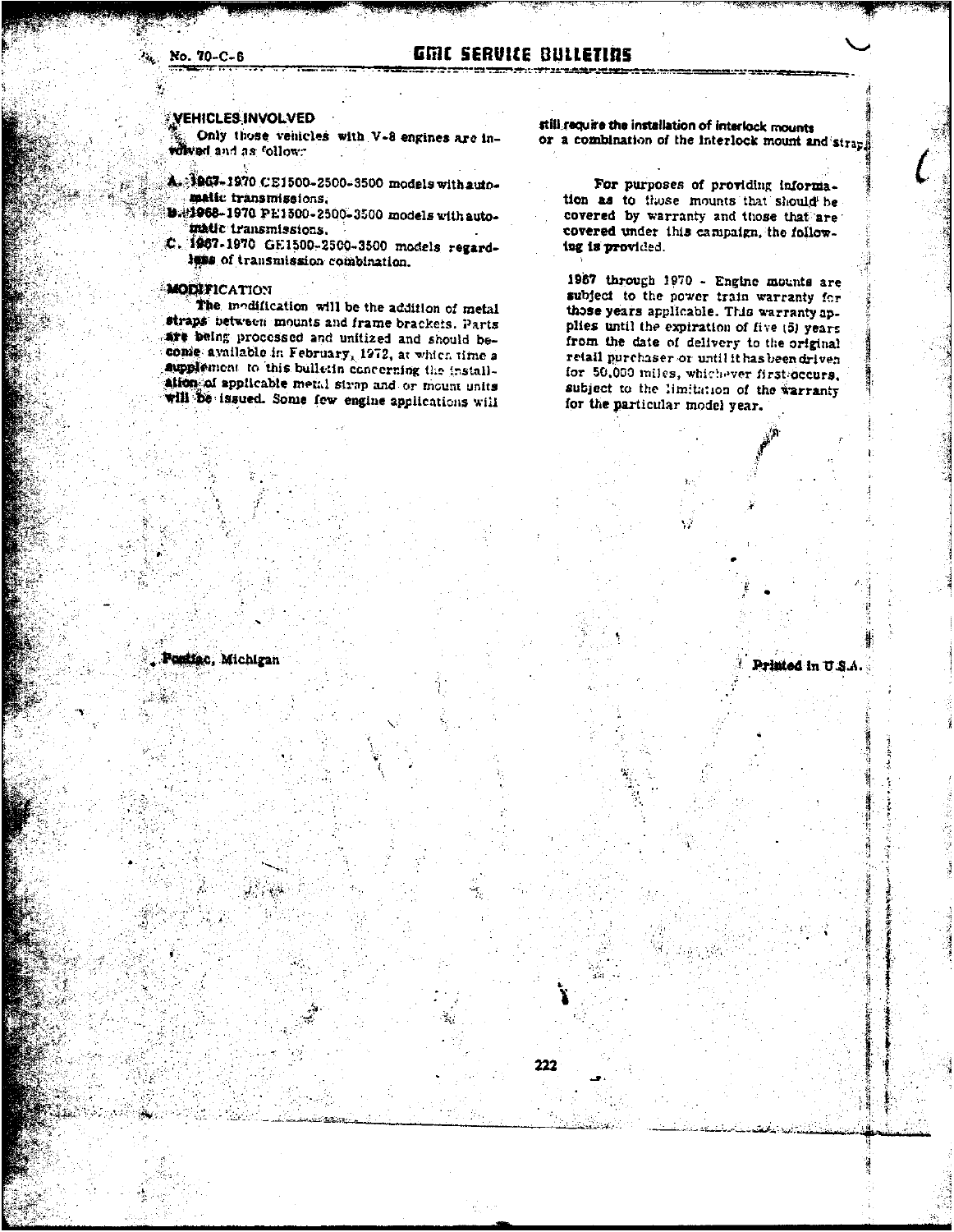## VEHICLES INVOLVED

Only those vehicles with V-8 engines are involved and as follows:

A. 1967-1970 CE1500-2500-3500 models with automatic transmissions.
B. 1968-1970 PE1500-2500-3500 models with automatic transmissions.
C. 1967-1970 GE1500-2500-3500 models regardless of transmission combination.

## MODIFICATION

The modification will be the addition of metal straps between mounts and frame brackets. Parts are being processed and unitized and should become available in February, 1972, at which time a supplement to this bulletin concerning the installation of applicable metal strap and or mount units will be issued. Some few engine applications will still require the installation of interlock mounts or a combination of the interlock mount and strap.

For purposes of providing information as to those mounts that should be covered by warranty and those that are covered under this campaign, the following is provided.

1967 through 1970 - Engine mounts are subject to the power train warranty for those years applicable. This warranty applies until the expiration of five (5) years from the date of delivery to the original retail purchaser or until it has been driven for 50,000 miles, whichever first occurs, subject to the limitation of the warranty for the particular model year.

Pontiac, Michigan

Printed in U.S.A.